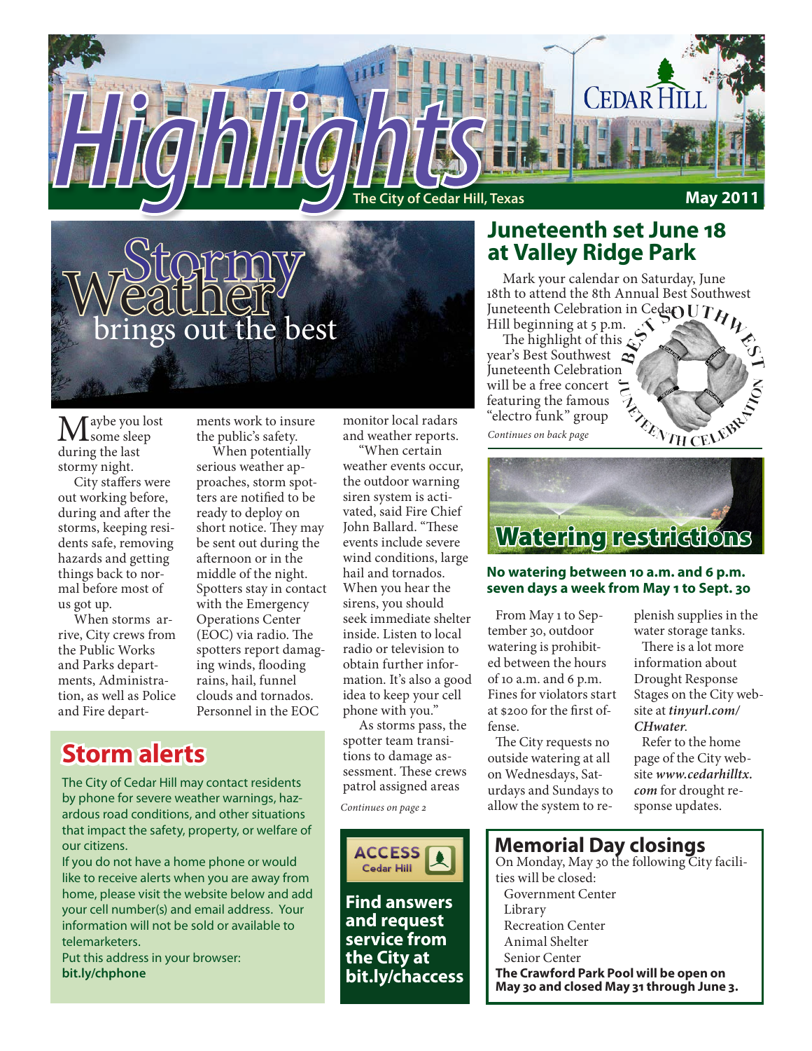# Highlights

The City of Cedar Hill, Texas

May 2011

## Stormy Weather brings out the best

Maybe you lost some sleep during the last stormy night.

City staffers were out working before, during and after the storms, keeping residents safe, removing hazards and getting things back to normal before most of us got up.

When storms arrive, City crews from the Public Works and Parks departments, Administration, as well as Police and Fire departments work to insure the public's safety.

When potentially serious weather approaches, storm spotters are notified to be ready to deploy on short notice. They may be sent out during the afternoon or in the middle of the night. Spotters stay in contact with the Emergency Operations Center (EOC) via radio. The spotters report damaging winds, flooding rains, hail, funnel clouds and tornados. Personnel in the EOC monitor local radars and weather reports.

"When certain weather events occur, the outdoor warning siren system is activated, said Fire Chief John Ballard. "These events include severe wind conditions, large hail and tornados. When you hear the sirens, you should seek immediate shelter inside. Listen to local radio or television to obtain further information. It's also a good idea to keep your cell phone with you."

As storms pass, the spotter team transitions to damage assessment. These crews patrol assigned areas

*Continues on page 2*

## Storm alerts

The City of Cedar Hill may contact residents by phone for severe weather warnings, hazardous road conditions, and other situations that impact the safety, property, or welfare of our citizens.

If you do not have a home phone or would like to receive alerts when you are away from home, please visit the website below and add your cell number(s) and email address. Your information will not be sold or available to telemarketers.

Put this address in your browser:
**bit.ly/chphone**

**ACCESS Cedar Hill**

**Find answers and request service from the City at bit.ly/chaccess**

## Juneteenth set June 18 at Valley Ridge Park

Mark your calendar on Saturday, June 18th to attend the 8th Annual Best Southwest Juneteenth Celebration in Cedar Hill beginning at 5 p.m.

The highlight of this year's Best Southwest Juneteenth Celebration will be a free concert featuring the famous "electro funk" group

*Continues on back page*

## Watering restrictions

**No watering between 10 a.m. and 6 p.m. seven days a week from May 1 to Sept. 30**

From May 1 to September 30, outdoor watering is prohibited between the hours of 10 a.m. and 6 p.m. Fines for violators start at $200 for the first offense.

The City requests no outside watering at all on Wednesdays, Saturdays and Sundays to allow the system to replenish supplies in the water storage tanks.

There is a lot more information about Drought Response Stages on the City website at ***tinyurl.com/CHwater***.

Refer to the home page of the City website ***www.cedarhilltx.com*** for drought response updates.

## Memorial Day closings

On Monday, May 30 the following City facilities will be closed:

- Government Center
- Library
- Recreation Center
- Animal Shelter
- Senior Center

**The Crawford Park Pool will be open on May 30 and closed May 31 through June 3.**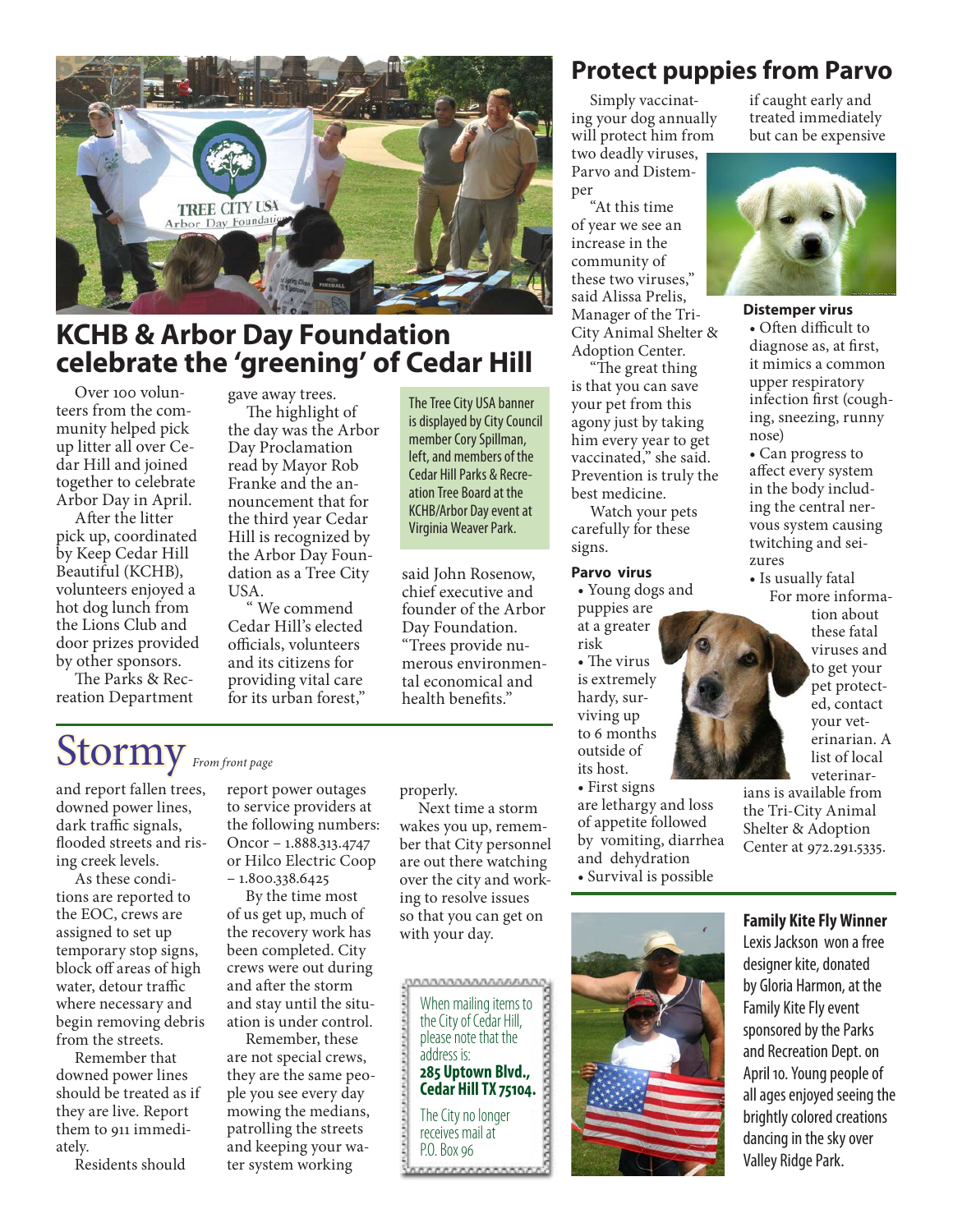## KCHB & Arbor Day Foundation celebrate the 'greening' of Cedar Hill

Over 100 volunteers from the community helped pick up litter all over Cedar Hill and joined together to celebrate Arbor Day in April.

After the litter pick up, coordinated by Keep Cedar Hill Beautiful (KCHB), volunteers enjoyed a hot dog lunch from the Lions Club and door prizes provided by other sponsors.

The Parks & Recreation Department gave away trees.

The highlight of the day was the Arbor Day Proclamation read by Mayor Rob Franke and the announcement that for the third year Cedar Hill is recognized by the Arbor Day Foundation as a Tree City USA.

" We commend Cedar Hill's elected officials, volunteers and its citizens for providing vital care for its urban forest," said John Rosenow, chief executive and founder of the Arbor Day Foundation. "Trees provide numerous environmental economical and health benefits."

The Tree City USA banner is displayed by City Council member Cory Spillman, left, and members of the Cedar Hill Parks & Recreation Tree Board at the KCHB/Arbor Day event at Virginia Weaver Park.

## Stormy *From front page*

and report fallen trees, downed power lines, dark traffic signals, flooded streets and rising creek levels.

As these conditions are reported to the EOC, crews are assigned to set up temporary stop signs, block off areas of high water, detour traffic where necessary and begin removing debris from the streets.

Remember that downed power lines should be treated as if they are live. Report them to 911 immediately.

Residents should report power outages to service providers at the following numbers: Oncor – 1.888.313.4747 or Hilco Electric Coop – 1.800.338.6425

By the time most of us get up, much of the recovery work has been completed. City crews were out during and after the storm and stay until the situation is under control.

Remember, these are not special crews, they are the same people you see every day mowing the medians, patrolling the streets and keeping your water system working properly.

Next time a storm wakes you up, remember that City personnel are out there watching over the city and working to resolve issues so that you can get on with your day.

When mailing items to the City of Cedar Hill, please note that the address is:
**285 Uptown Blvd., Cedar Hill TX 75104.**
The City no longer receives mail at P.O. Box 96

## Protect puppies from Parvo

Simply vaccinating your dog annually will protect him from two deadly viruses, Parvo and Distemper

"At this time of year we see an increase in the community of these two viruses," said Alissa Prelis, Manager of the Tri-City Animal Shelter & Adoption Center.

"The great thing is that you can save your pet from this agony just by taking him every year to get vaccinated," she said. Prevention is truly the best medicine.

Watch your pets carefully for these signs.

**Parvo virus**
- Young dogs and puppies are at a greater risk
- The virus is extremely hardy, surviving up to 6 months outside of its host.
- First signs are lethargy and loss of appetite followed by vomiting, diarrhea and dehydration
- Survival is possible if caught early and treated immediately but can be expensive

**Distemper virus**
- Often difficult to diagnose as, at first, it mimics a common upper respiratory infection first (coughing, sneezing, runny nose)
- Can progress to affect every system in the body including the central nervous system causing twitching and seizures
- Is usually fatal

For more information about these fatal viruses and to get your pet protected, contact your veterinarian. A list of local veterinarians is available from the Tri-City Animal Shelter & Adoption Center at 972.291.5335.

**Family Kite Fly Winner**
Lexis Jackson won a free designer kite, donated by Gloria Harmon, at the Family Kite Fly event sponsored by the Parks and Recreation Dept. on April 10. Young people of all ages enjoyed seeing the brightly colored creations dancing in the sky over Valley Ridge Park.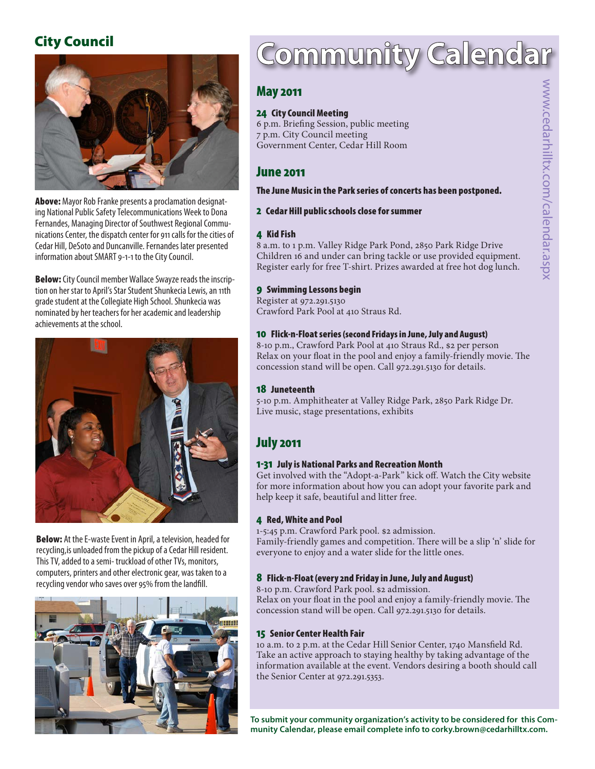## City Council

**Above:** Mayor Rob Franke presents a proclamation designating National Public Safety Telecommunications Week to Dona Fernandes, Managing Director of Southwest Regional Communications Center, the dispatch center for 911 calls for the cities of Cedar Hill, DeSoto and Duncanville. Fernandes later presented information about SMART 9-1-1 to the City Council.

**Below:** City Council member Wallace Swayze reads the inscription on her star to April's Star Student Shunkecia Lewis, an 11th grade student at the Collegiate High School. Shunkecia was nominated by her teachers for her academic and leadership achievements at the school.

**Below:** At the E-waste Event in April, a television, headed for recycling,is unloaded from the pickup of a Cedar Hill resident. This TV, added to a semi- truckload of other TVs, monitors, computers, printers and other electronic gear, was taken to a recycling vendor who saves over 95% from the landfill.

# Community Calendar

www.cedarhilltx.com/calendar.aspx

## May 2011

**24 City Council Meeting**
6 p.m. Briefing Session, public meeting
7 p.m. City Council meeting
Government Center, Cedar Hill Room

## June 2011

**The June Music in the Park series of concerts has been postponed.**

**2 Cedar Hill public schools close for summer**

**4 Kid Fish**
8 a.m. to 1 p.m. Valley Ridge Park Pond, 2850 Park Ridge Drive
Children 16 and under can bring tackle or use provided equipment. Register early for free T-shirt. Prizes awarded at free hot dog lunch.

**9 Swimming Lessons begin**
Register at 972.291.5130
Crawford Park Pool at 410 Straus Rd.

**10 Flick-n-Float series (second Fridays in June, July and August)**
8-10 p.m., Crawford Park Pool at 410 Straus Rd., $2 per person
Relax on your float in the pool and enjoy a family-friendly movie. The concession stand will be open. Call 972.291.5130 for details.

**18 Juneteenth**
5-10 p.m. Amphitheater at Valley Ridge Park, 2850 Park Ridge Dr.
Live music, stage presentations, exhibits

## July 2011

**1-31 July is National Parks and Recreation Month**
Get involved with the "Adopt-a-Park" kick off. Watch the City website for more information about how you can adopt your favorite park and help keep it safe, beautiful and litter free.

**4 Red, White and Pool**
1-5:45 p.m. Crawford Park pool. $2 admission.
Family-friendly games and competition. There will be a slip 'n' slide for everyone to enjoy and a water slide for the little ones.

**8 Flick-n-Float (every 2nd Friday in June, July and August)**
8-10 p.m. Crawford Park pool. $2 admission.
Relax on your float in the pool and enjoy a family-friendly movie. The concession stand will be open. Call 972.291.5130 for details.

**15 Senior Center Health Fair**
10 a.m. to 2 p.m. at the Cedar Hill Senior Center, 1740 Mansfield Rd.
Take an active approach to staying healthy by taking advantage of the information available at the event. Vendors desiring a booth should call the Senior Center at 972.291.5353.

**To submit your community organization's activity to be considered for this Community Calendar, please email complete info to corky.brown@cedarhilltx.com.**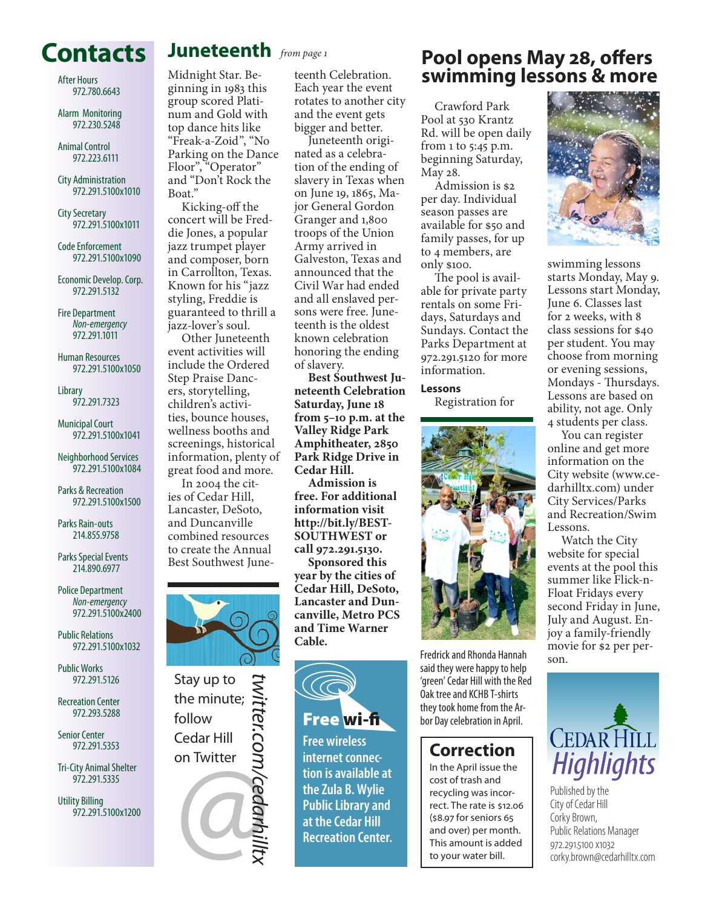# Contacts

After Hours
972.780.6643

Alarm Monitoring
972.230.5248

Animal Control
972.223.6111

City Administration
972.291.5100x1010

City Secretary
972.291.5100x1011

Code Enforcement
972.291.5100x1090

Economic Develop. Corp.
972.291.5132

Fire Department
*Non-emergency*
972.291.1011

Human Resources
972.291.5100x1050

Library
972.291.7323

Municipal Court
972.291.5100x1041

Neighborhood Services
972.291.5100x1084

Parks & Recreation
972.291.5100x1500

Parks Rain-outs
214.855.9758

Parks Special Events
214.890.6977

Police Department
*Non-emergency*
972.291.5100x2400

Public Relations
972.291.5100x1032

Public Works
972.291.5126

Recreation Center
972.293.5288

Senior Center
972.291.5353

Tri-City Animal Shelter
972.291.5335

Utility Billing
972.291.5100x1200

# Juneteenth *from page 1*

Midnight Star. Beginning in 1983 this group scored Platinum and Gold with top dance hits like "Freak-a-Zoid", "No Parking on the Dance Floor", "Operator" and "Don't Rock the Boat."

Kicking-off the concert will be Freddie Jones, a popular jazz trumpet player and composer, born in Carrollton, Texas. Known for his "jazz styling, Freddie is guaranteed to thrill a jazz-lover's soul.

Other Juneteenth event activities will include the Ordered Step Praise Dancers, storytelling, children's activities, bounce houses, wellness booths and screenings, historical information, plenty of great food and more.

In 2004 the cities of Cedar Hill, Lancaster, DeSoto, and Duncanville combined resources to create the Annual Best Southwest Juneteenth Celebration. Each year the event rotates to another city and the event gets bigger and better.

Juneteenth originated as a celebration of the ending of slavery in Texas when on June 19, 1865, Major General Gordon Granger and 1,800 troops of the Union Army arrived in Galveston, Texas and announced that the Civil War had ended and all enslaved persons were free. Juneteenth is the oldest known celebration honoring the ending of slavery.

**Best Southwest Juneteenth Celebration Saturday, June 18 from 5–10 p.m. at the Valley Ridge Park Amphitheater, 2850 Park Ridge Drive in Cedar Hill.**

**Admission is free. For additional information visit http://bit.ly/BEST-SOUTHWEST or call 972.291.5130.**

**Sponsored this year by the cities of Cedar Hill, DeSoto, Lancaster and Duncanville, Metro PCS and Time Warner Cable.**

Stay up to the minute; follow Cedar Hill on Twitter

twitter.com/cedarhilltx

**Free wi-fi**

**Free wireless internet connection is available at the Zula B. Wylie Public Library and at the Cedar Hill Recreation Center.**

# Pool opens May 28, offers swimming lessons & more

Crawford Park Pool at 530 Krantz Rd. will be open daily from 1 to 5:45 p.m. beginning Saturday, May 28.

Admission is $2 per day. Individual season passes are available for $50 and family passes, for up to 4 members, are only $100.

The pool is available for private party rentals on some Fridays, Saturdays and Sundays. Contact the Parks Department at 972.291.5120 for more information.

**Lessons**

Registration for swimming lessons starts Monday, May 9. Lessons start Monday, June 6. Classes last for 2 weeks, with 8 class sessions for $40 per student. You may choose from morning or evening sessions, Mondays - Thursdays. Lessons are based on ability, not age. Only 4 students per class.

You can register online and get more information on the City website (www.cedarhilltx.com) under City Services/Parks and Recreation/Swim Lessons.

Watch the City website for special events at the pool this summer like Flick-n-Float Fridays every second Friday in June, July and August. Enjoy a family-friendly movie for $2 per person.

Fredrick and Rhonda Hannah said they were happy to help 'green' Cedar Hill with the Red Oak tree and KCHB T-shirts they took home from the Arbor Day celebration in April.

## Correction

In the April issue the cost of trash and recycling was incorrect. The rate is $12.06 ($8.97 for seniors 65 and over) per month. This amount is added to your water bill.

**Cedar Hill Highlights**

Published by the City of Cedar Hill
Corky Brown, Public Relations Manager
972.291.5100 x1032
corky.brown@cedarhilltx.com